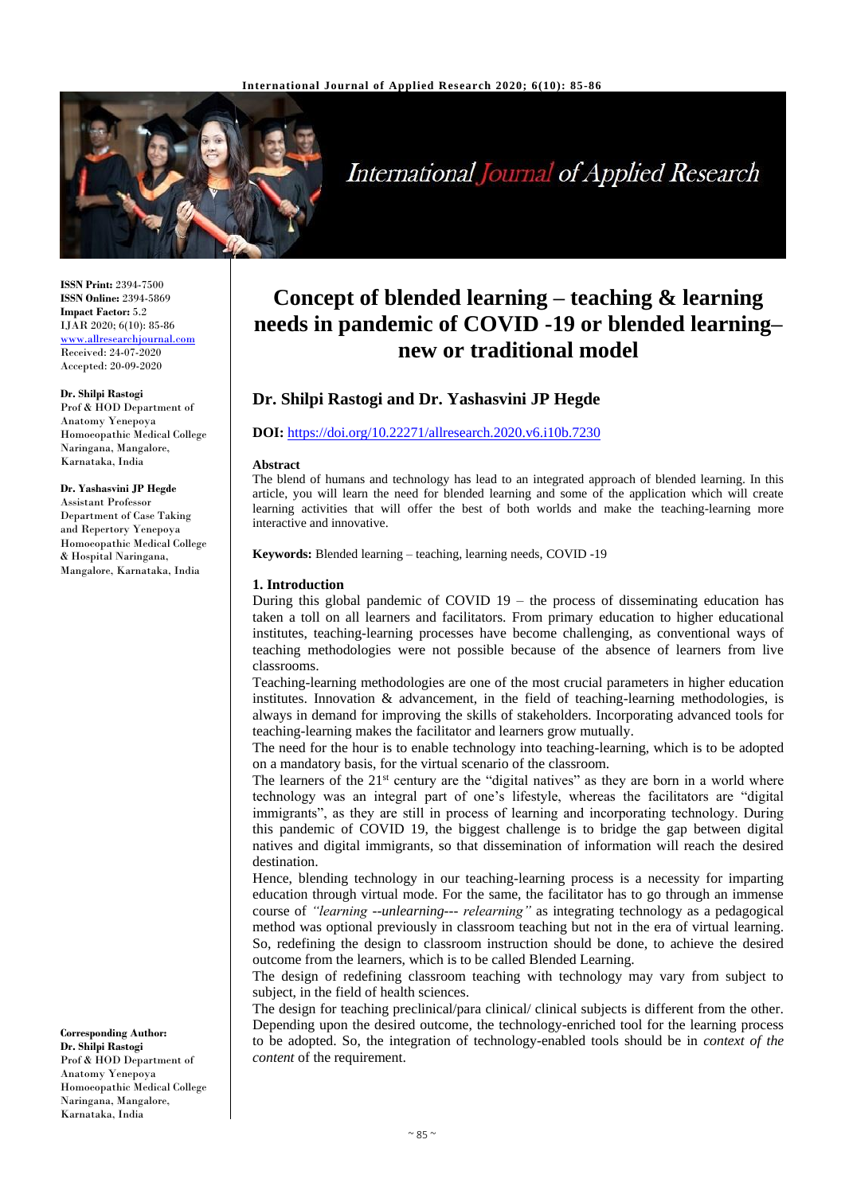ISSN Print: 2394-7500
ISSN Online: 2394-5869
Impact Factor: 5.2
IJAR 2020; 6(10): 85-86
www.allresearchjournal.com
Received: 24-07-2020
Accepted: 20-09-2020

**Dr. Shilpi Rastogi**
Prof & HOD Department of Anatomy Yenepoya Homoeopathic Medical College Naringana, Mangalore, Karnataka, India

**Dr. Yashasvini JP Hegde**
Assistant Professor Department of Case Taking and Repertory Yenepoya Homoeopathic Medical College & Hospital Naringana, Mangalore, Karnataka, India

**Corresponding Author:**
**Dr. Shilpi Rastogi**
Prof & HOD Department of Anatomy Yenepoya Homoeopathic Medical College Naringana, Mangalore, Karnataka, India

# Concept of blended learning – teaching & learning needs in pandemic of COVID -19 or blended learning– new or traditional model

## Dr. Shilpi Rastogi and Dr. Yashasvini JP Hegde

**DOI:** https://doi.org/10.22271/allresearch.2020.v6.i10b.7230

### Abstract

The blend of humans and technology has lead to an integrated approach of blended learning. In this article, you will learn the need for blended learning and some of the application which will create learning activities that will offer the best of both worlds and make the teaching-learning more interactive and innovative.

**Keywords:** Blended learning – teaching, learning needs, COVID -19

### 1. Introduction

During this global pandemic of COVID 19 – the process of disseminating education has taken a toll on all learners and facilitators. From primary education to higher educational institutes, teaching-learning processes have become challenging, as conventional ways of teaching methodologies were not possible because of the absence of learners from live classrooms.

Teaching-learning methodologies are one of the most crucial parameters in higher education institutes. Innovation & advancement, in the field of teaching-learning methodologies, is always in demand for improving the skills of stakeholders. Incorporating advanced tools for teaching-learning makes the facilitator and learners grow mutually.

The need for the hour is to enable technology into teaching-learning, which is to be adopted on a mandatory basis, for the virtual scenario of the classroom.

The learners of the 21st century are the "digital natives" as they are born in a world where technology was an integral part of one's lifestyle, whereas the facilitators are "digital immigrants", as they are still in process of learning and incorporating technology. During this pandemic of COVID 19, the biggest challenge is to bridge the gap between digital natives and digital immigrants, so that dissemination of information will reach the desired destination.

Hence, blending technology in our teaching-learning process is a necessity for imparting education through virtual mode. For the same, the facilitator has to go through an immense course of *"learning --unlearning--- relearning"* as integrating technology as a pedagogical method was optional previously in classroom teaching but not in the era of virtual learning. So, redefining the design to classroom instruction should be done, to achieve the desired outcome from the learners, which is to be called Blended Learning.

The design of redefining classroom teaching with technology may vary from subject to subject, in the field of health sciences.

The design for teaching preclinical/para clinical/ clinical subjects is different from the other. Depending upon the desired outcome, the technology-enriched tool for the learning process to be adopted. So, the integration of technology-enabled tools should be in *context of the content* of the requirement.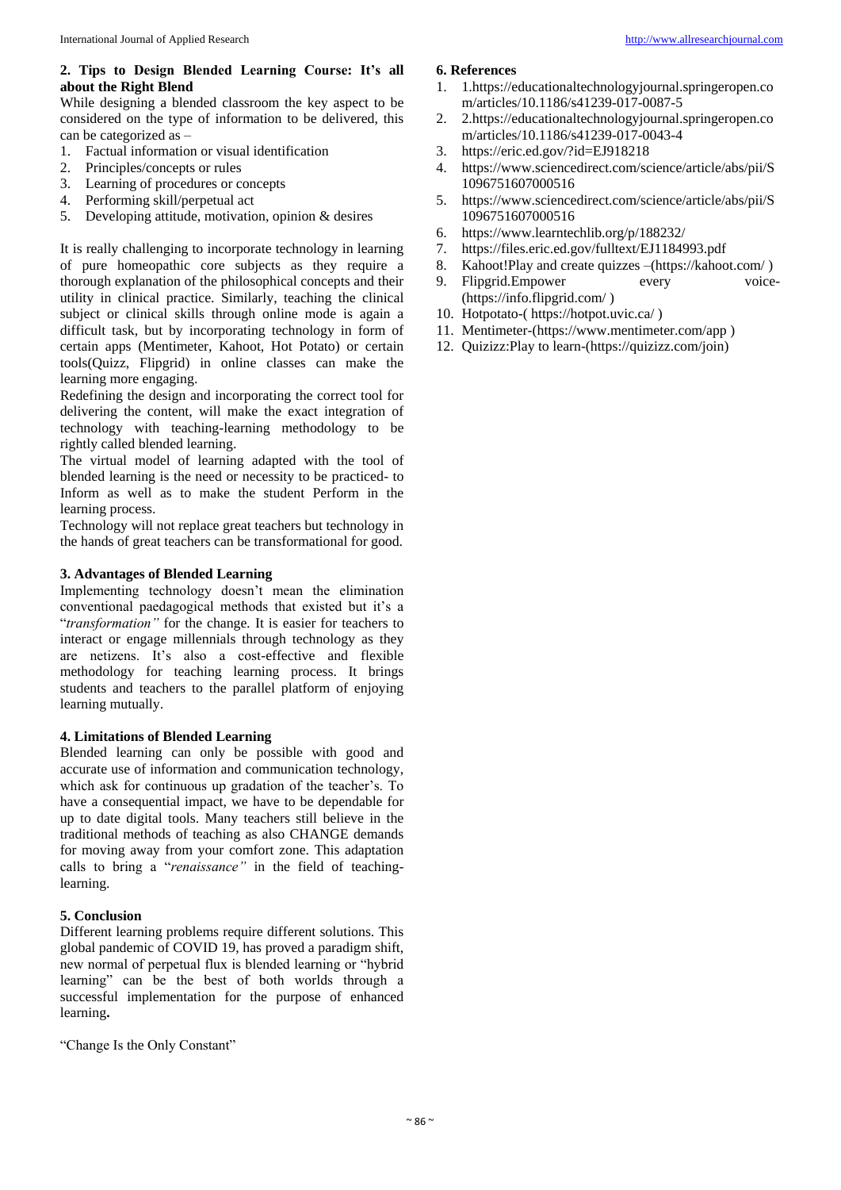## 2. Tips to Design Blended Learning Course: It's all about the Right Blend

While designing a blended classroom the key aspect to be considered on the type of information to be delivered, this can be categorized as –

1. Factual information or visual identification
2. Principles/concepts or rules
3. Learning of procedures or concepts
4. Performing skill/perpetual act
5. Developing attitude, motivation, opinion & desires

It is really challenging to incorporate technology in learning of pure homeopathic core subjects as they require a thorough explanation of the philosophical concepts and their utility in clinical practice. Similarly, teaching the clinical subject or clinical skills through online mode is again a difficult task, but by incorporating technology in form of certain apps (Mentimeter, Kahoot, Hot Potato) or certain tools(Quizz, Flipgrid) in online classes can make the learning more engaging.

Redefining the design and incorporating the correct tool for delivering the content, will make the exact integration of technology with teaching-learning methodology to be rightly called blended learning.

The virtual model of learning adapted with the tool of blended learning is the need or necessity to be practiced- to Inform as well as to make the student Perform in the learning process.

Technology will not replace great teachers but technology in the hands of great teachers can be transformational for good.

## 3. Advantages of Blended Learning

Implementing technology doesn't mean the elimination conventional paedagogical methods that existed but it's a "*transformation"* for the change. It is easier for teachers to interact or engage millennials through technology as they are netizens. It's also a cost-effective and flexible methodology for teaching learning process. It brings students and teachers to the parallel platform of enjoying learning mutually.

## 4. Limitations of Blended Learning

Blended learning can only be possible with good and accurate use of information and communication technology, which ask for continuous up gradation of the teacher's. To have a consequential impact, we have to be dependable for up to date digital tools. Many teachers still believe in the traditional methods of teaching as also CHANGE demands for moving away from your comfort zone. This adaptation calls to bring a "*renaissance"* in the field of teaching-learning.

## 5. Conclusion

Different learning problems require different solutions. This global pandemic of COVID 19, has proved a paradigm shift, new normal of perpetual flux is blended learning or "hybrid learning" can be the best of both worlds through a successful implementation for the purpose of enhanced learning**.**

"Change Is the Only Constant"

## 6. References

1. 1.https://educationaltechnologyjournal.springeropen.com/articles/10.1186/s41239-017-0087-5
2. 2.https://educationaltechnologyjournal.springeropen.com/articles/10.1186/s41239-017-0043-4
3. https://eric.ed.gov/?id=EJ918218
4. https://www.sciencedirect.com/science/article/abs/pii/S1096751607000516
5. https://www.sciencedirect.com/science/article/abs/pii/S1096751607000516
6. https://www.learntechlib.org/p/188232/
7. https://files.eric.ed.gov/fulltext/EJ1184993.pdf
8. Kahoot!Play and create quizzes –(https://kahoot.com/ )
9. Flipgrid.Empower every voice-(https://info.flipgrid.com/ )
10. Hotpotato-( https://hotpot.uvic.ca/ )
11. Mentimeter-(https://www.mentimeter.com/app )
12. Quizizz:Play to learn-(https://quizizz.com/join)